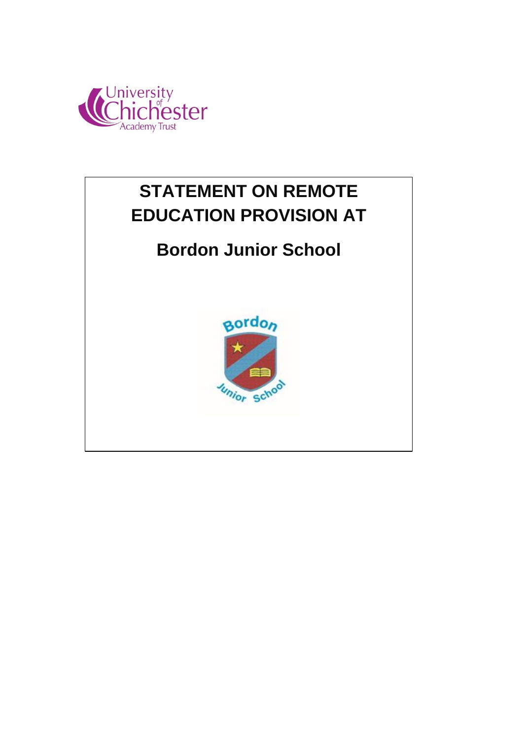# STATEMENT ON REMOTE EDUCATION PROVISION AT

## Bordon Junior School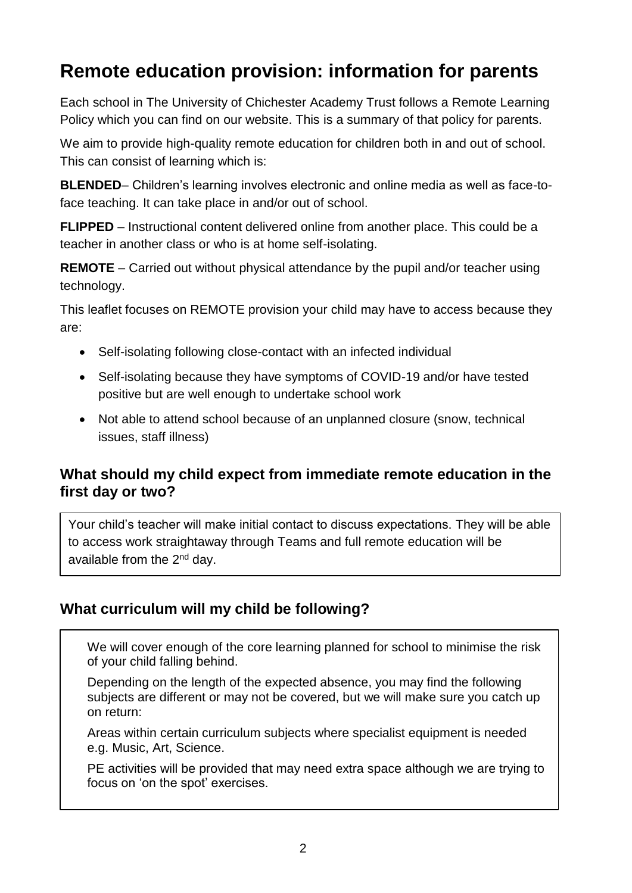# Remote education provision: information for parents

Each school in The University of Chichester Academy Trust follows a Remote Learning Policy which you can find on our website. This is a summary of that policy for parents.

We aim to provide high-quality remote education for children both in and out of school. This can consist of learning which is:

**BLENDED**– Children's learning involves electronic and online media as well as face-to-face teaching. It can take place in and/or out of school.

**FLIPPED** – Instructional content delivered online from another place. This could be a teacher in another class or who is at home self-isolating.

**REMOTE** – Carried out without physical attendance by the pupil and/or teacher using technology.

This leaflet focuses on REMOTE provision your child may have to access because they are:

- Self-isolating following close-contact with an infected individual
- Self-isolating because they have symptoms of COVID-19 and/or have tested positive but are well enough to undertake school work
- Not able to attend school because of an unplanned closure (snow, technical issues, staff illness)

## What should my child expect from immediate remote education in the first day or two?

Your child's teacher will make initial contact to discuss expectations. They will be able to access work straightaway through Teams and full remote education will be available from the 2nd day.

## What curriculum will my child be following?

We will cover enough of the core learning planned for school to minimise the risk of your child falling behind.

Depending on the length of the expected absence, you may find the following subjects are different or may not be covered, but we will make sure you catch up on return:

Areas within certain curriculum subjects where specialist equipment is needed e.g. Music, Art, Science.

PE activities will be provided that may need extra space although we are trying to focus on 'on the spot' exercises.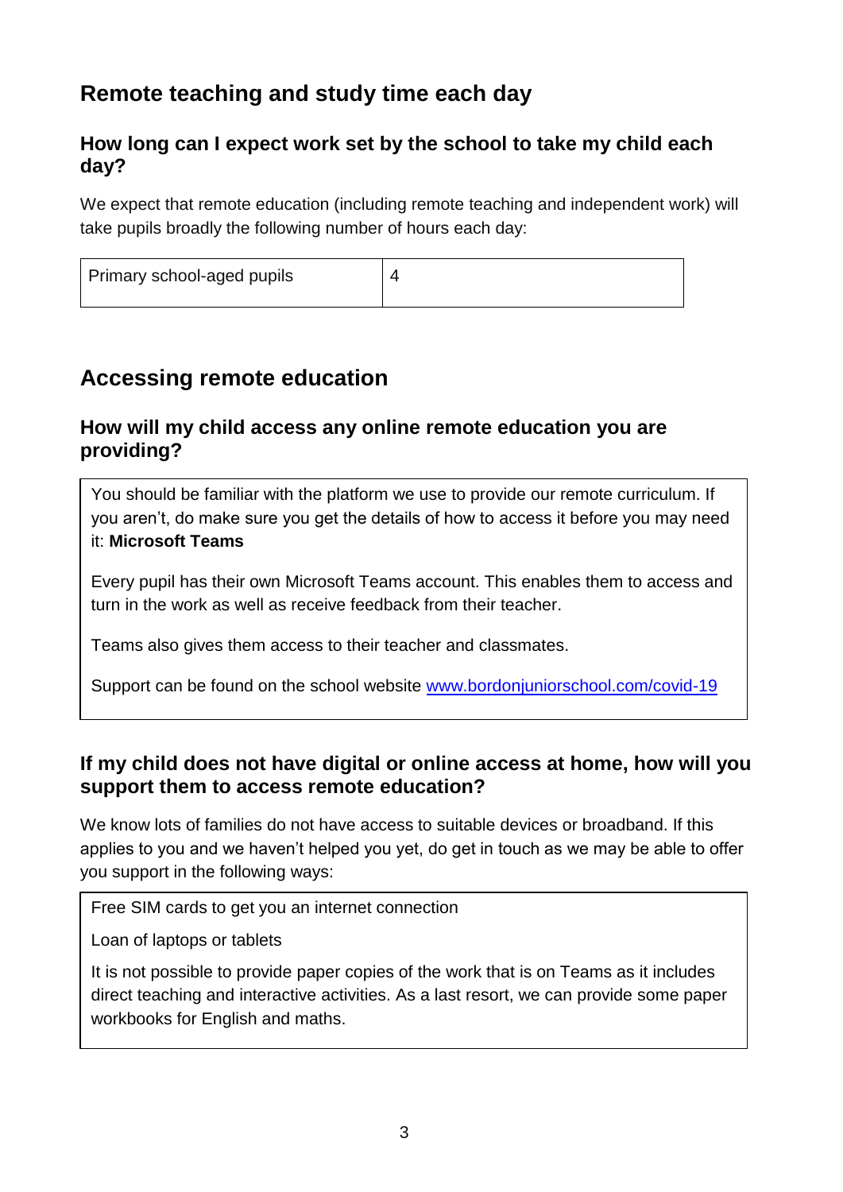## Remote teaching and study time each day

### How long can I expect work set by the school to take my child each day?

We expect that remote education (including remote teaching and independent work) will take pupils broadly the following number of hours each day:

| Primary school-aged pupils | 4 |
|---|---|

## Accessing remote education

### How will my child access any online remote education you are providing?

You should be familiar with the platform we use to provide our remote curriculum. If you aren't, do make sure you get the details of how to access it before you may need it: **Microsoft Teams**

Every pupil has their own Microsoft Teams account. This enables them to access and turn in the work as well as receive feedback from their teacher.

Teams also gives them access to their teacher and classmates.

Support can be found on the school website [www.bordonjuniorschool.com/covid-19](www.bordonjuniorschool.com/covid-19)

### If my child does not have digital or online access at home, how will you support them to access remote education?

We know lots of families do not have access to suitable devices or broadband. If this applies to you and we haven't helped you yet, do get in touch as we may be able to offer you support in the following ways:

Free SIM cards to get you an internet connection

Loan of laptops or tablets

It is not possible to provide paper copies of the work that is on Teams as it includes direct teaching and interactive activities. As a last resort, we can provide some paper workbooks for English and maths.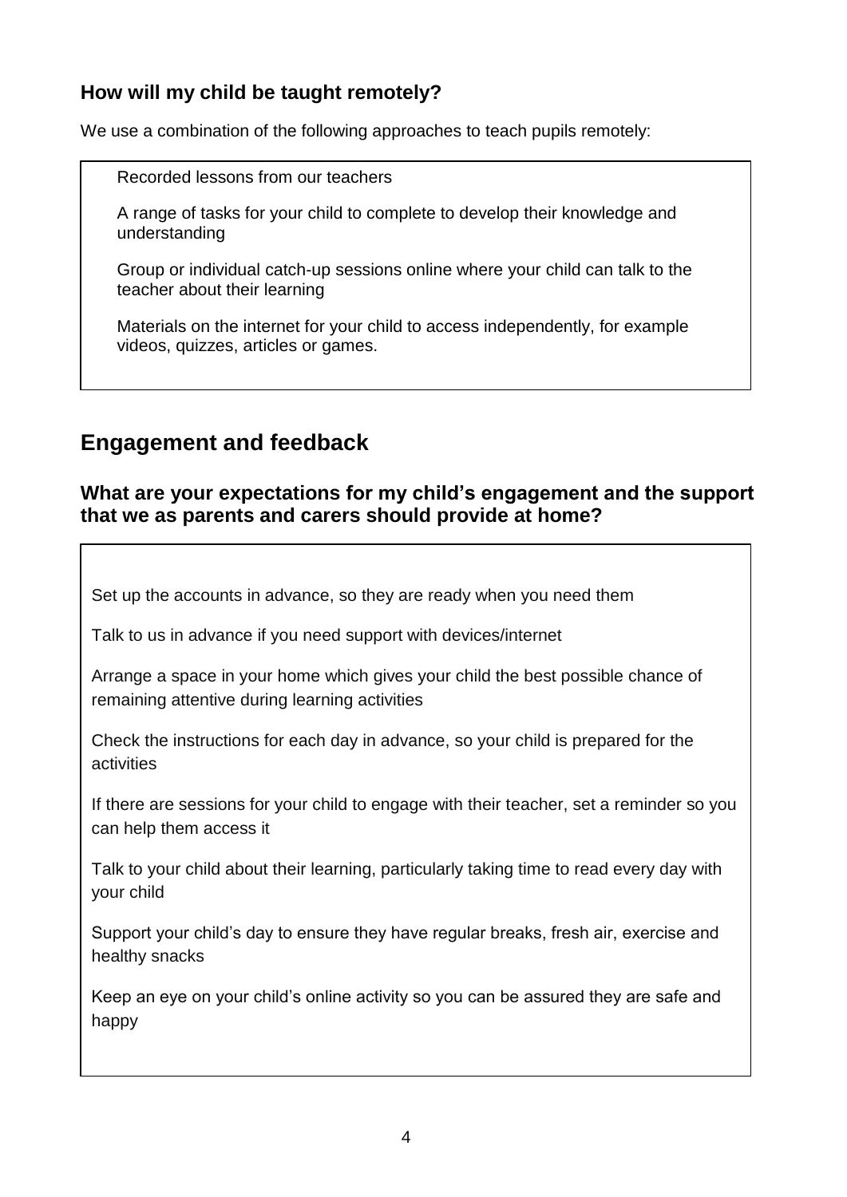### How will my child be taught remotely?

We use a combination of the following approaches to teach pupils remotely:

Recorded lessons from our teachers

A range of tasks for your child to complete to develop their knowledge and understanding

Group or individual catch-up sessions online where your child can talk to the teacher about their learning

Materials on the internet for your child to access independently, for example videos, quizzes, articles or games.

## Engagement and feedback

### What are your expectations for my child's engagement and the support that we as parents and carers should provide at home?

Set up the accounts in advance, so they are ready when you need them

Talk to us in advance if you need support with devices/internet

Arrange a space in your home which gives your child the best possible chance of remaining attentive during learning activities

Check the instructions for each day in advance, so your child is prepared for the activities

If there are sessions for your child to engage with their teacher, set a reminder so you can help them access it

Talk to your child about their learning, particularly taking time to read every day with your child

Support your child's day to ensure they have regular breaks, fresh air, exercise and healthy snacks

Keep an eye on your child's online activity so you can be assured they are safe and happy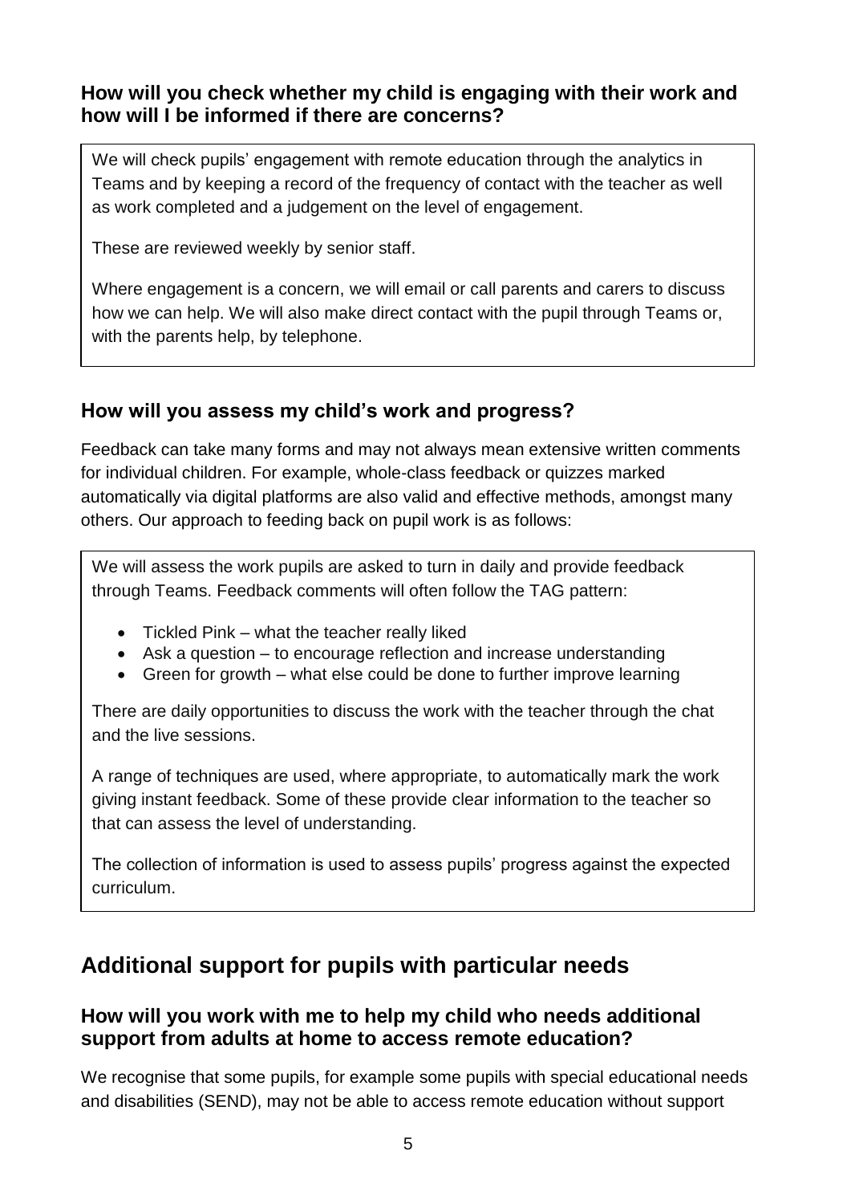### How will you check whether my child is engaging with their work and how will I be informed if there are concerns?

We will check pupils' engagement with remote education through the analytics in Teams and by keeping a record of the frequency of contact with the teacher as well as work completed and a judgement on the level of engagement.

These are reviewed weekly by senior staff.

Where engagement is a concern, we will email or call parents and carers to discuss how we can help. We will also make direct contact with the pupil through Teams or, with the parents help, by telephone.

### How will you assess my child's work and progress?

Feedback can take many forms and may not always mean extensive written comments for individual children. For example, whole-class feedback or quizzes marked automatically via digital platforms are also valid and effective methods, amongst many others. Our approach to feeding back on pupil work is as follows:

We will assess the work pupils are asked to turn in daily and provide feedback through Teams. Feedback comments will often follow the TAG pattern:

- Tickled Pink – what the teacher really liked
- Ask a question – to encourage reflection and increase understanding
- Green for growth – what else could be done to further improve learning

There are daily opportunities to discuss the work with the teacher through the chat and the live sessions.

A range of techniques are used, where appropriate, to automatically mark the work giving instant feedback. Some of these provide clear information to the teacher so that can assess the level of understanding.

The collection of information is used to assess pupils' progress against the expected curriculum.

## Additional support for pupils with particular needs

### How will you work with me to help my child who needs additional support from adults at home to access remote education?

We recognise that some pupils, for example some pupils with special educational needs and disabilities (SEND), may not be able to access remote education without support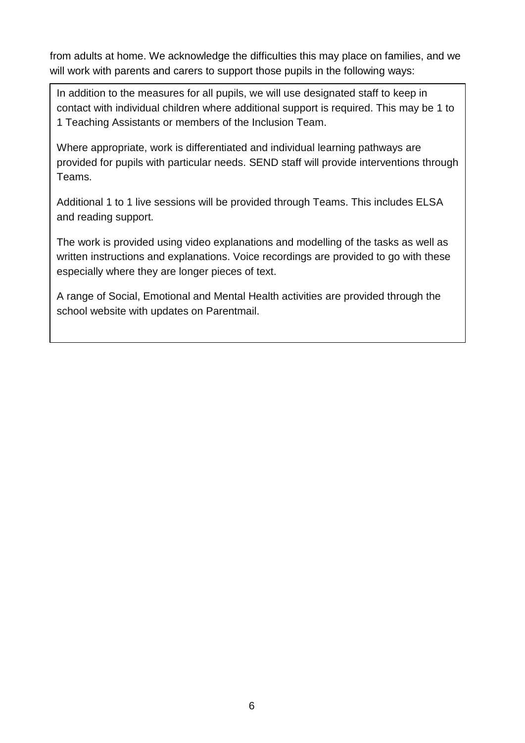from adults at home. We acknowledge the difficulties this may place on families, and we will work with parents and carers to support those pupils in the following ways:

In addition to the measures for all pupils, we will use designated staff to keep in contact with individual children where additional support is required. This may be 1 to 1 Teaching Assistants or members of the Inclusion Team.

Where appropriate, work is differentiated and individual learning pathways are provided for pupils with particular needs. SEND staff will provide interventions through Teams.

Additional 1 to 1 live sessions will be provided through Teams. This includes ELSA and reading support.

The work is provided using video explanations and modelling of the tasks as well as written instructions and explanations. Voice recordings are provided to go with these especially where they are longer pieces of text.

A range of Social, Emotional and Mental Health activities are provided through the school website with updates on Parentmail.